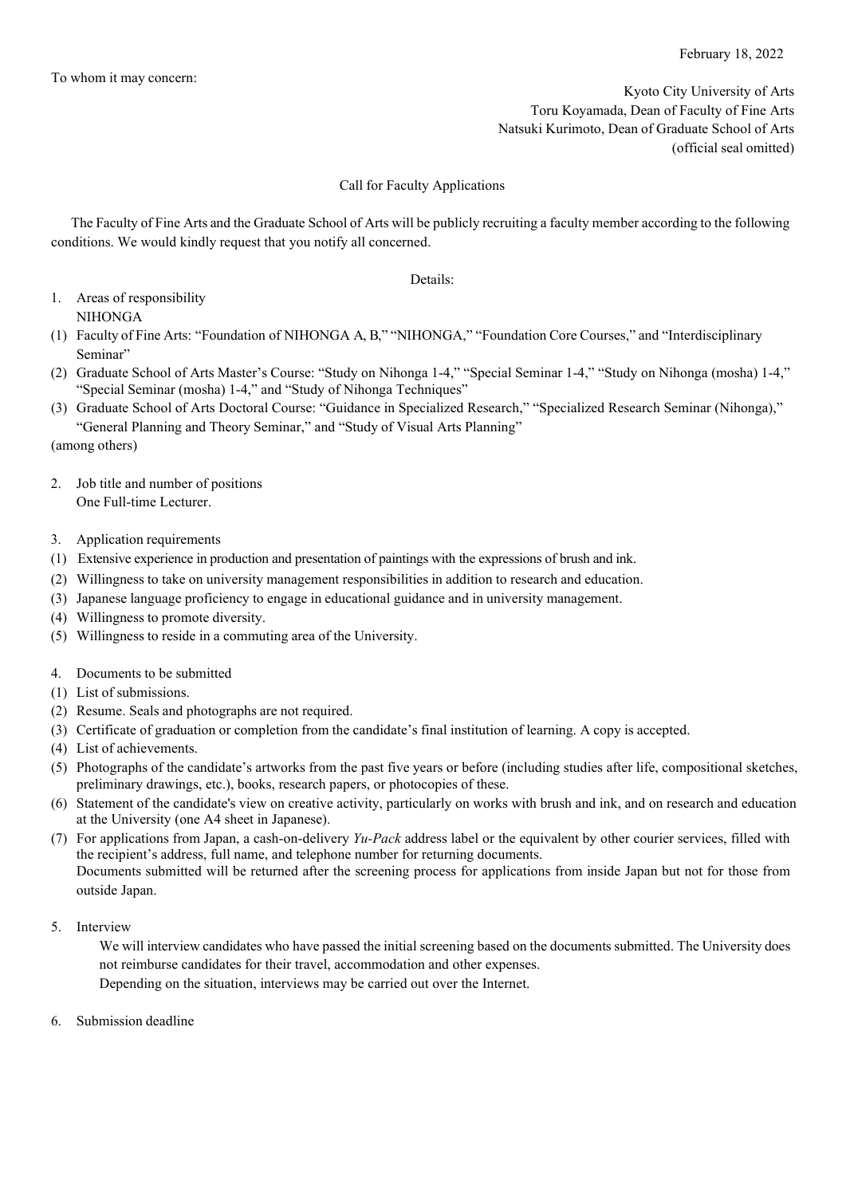February 18, 2022

To whom it may concern:

Kyoto City University of Arts
Toru Koyamada, Dean of Faculty of Fine Arts
Natsuki Kurimoto, Dean of Graduate School of Arts
(official seal omitted)

## Call for Faculty Applications

The Faculty of Fine Arts and the Graduate School of Arts will be publicly recruiting a faculty member according to the following conditions. We would kindly request that you notify all concerned.

Details:

1. Areas of responsibility
   NIHONGA

(1) Faculty of Fine Arts: "Foundation of NIHONGA A, B," "NIHONGA," "Foundation Core Courses," and "Interdisciplinary Seminar"
(2) Graduate School of Arts Master's Course: "Study on Nihonga 1-4," "Special Seminar 1-4," "Study on Nihonga (mosha) 1-4," "Special Seminar (mosha) 1-4," and "Study of Nihonga Techniques"
(3) Graduate School of Arts Doctoral Course: "Guidance in Specialized Research," "Specialized Research Seminar (Nihonga)," "General Planning and Theory Seminar," and "Study of Visual Arts Planning"

(among others)

2. Job title and number of positions
   One Full-time Lecturer.

3. Application requirements

(1) Extensive experience in production and presentation of paintings with the expressions of brush and ink.
(2) Willingness to take on university management responsibilities in addition to research and education.
(3) Japanese language proficiency to engage in educational guidance and in university management.
(4) Willingness to promote diversity.
(5) Willingness to reside in a commuting area of the University.

4. Documents to be submitted

(1) List of submissions.
(2) Resume. Seals and photographs are not required.
(3) Certificate of graduation or completion from the candidate's final institution of learning. A copy is accepted.
(4) List of achievements.
(5) Photographs of the candidate's artworks from the past five years or before (including studies after life, compositional sketches, preliminary drawings, etc.), books, research papers, or photocopies of these.
(6) Statement of the candidate's view on creative activity, particularly on works with brush and ink, and on research and education at the University (one A4 sheet in Japanese).
(7) For applications from Japan, a cash-on-delivery *Yu-Pack* address label or the equivalent by other courier services, filled with the recipient's address, full name, and telephone number for returning documents.
   Documents submitted will be returned after the screening process for applications from inside Japan but not for those from outside Japan.

5. Interview

   We will interview candidates who have passed the initial screening based on the documents submitted. The University does not reimburse candidates for their travel, accommodation and other expenses.
   Depending on the situation, interviews may be carried out over the Internet.

6. Submission deadline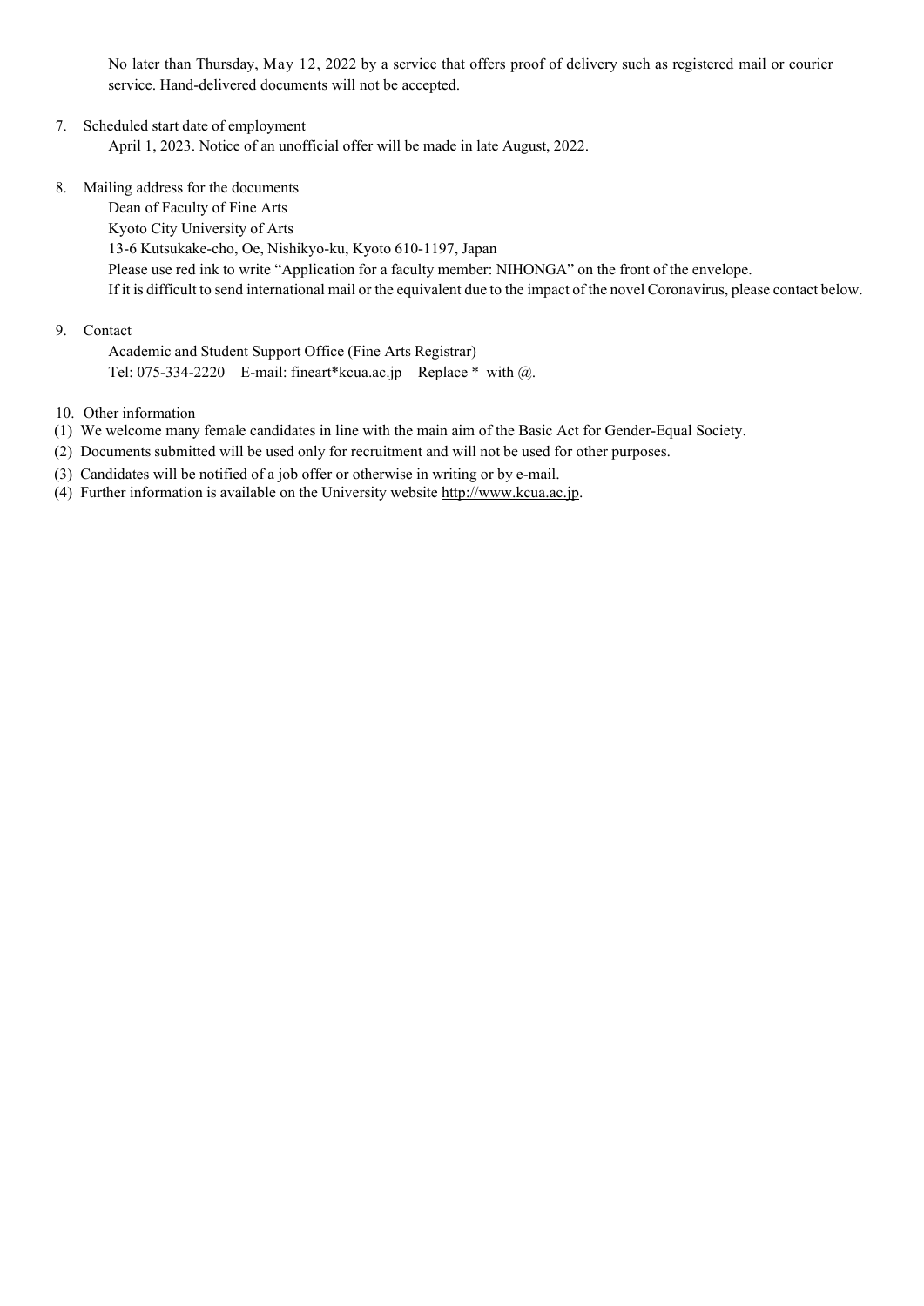No later than Thursday, May 12, 2022 by a service that offers proof of delivery such as registered mail or courier service. Hand-delivered documents will not be accepted.

7. Scheduled start date of employment

   April 1, 2023. Notice of an unofficial offer will be made in late August, 2022.

8. Mailing address for the documents

   Dean of Faculty of Fine Arts
   Kyoto City University of Arts
   13-6 Kutsukake-cho, Oe, Nishikyo-ku, Kyoto 610-1197, Japan
   Please use red ink to write "Application for a faculty member: NIHONGA" on the front of the envelope.
   If it is difficult to send international mail or the equivalent due to the impact of the novel Coronavirus, please contact below.

9. Contact

   Academic and Student Support Office (Fine Arts Registrar)
   Tel: 075-334-2220  E-mail: fineart*kcua.ac.jp  Replace * with @.

10. Other information

(1) We welcome many female candidates in line with the main aim of the Basic Act for Gender-Equal Society.
(2) Documents submitted will be used only for recruitment and will not be used for other purposes.
(3) Candidates will be notified of a job offer or otherwise in writing or by e-mail.
(4) Further information is available on the University website http://www.kcua.ac.jp.